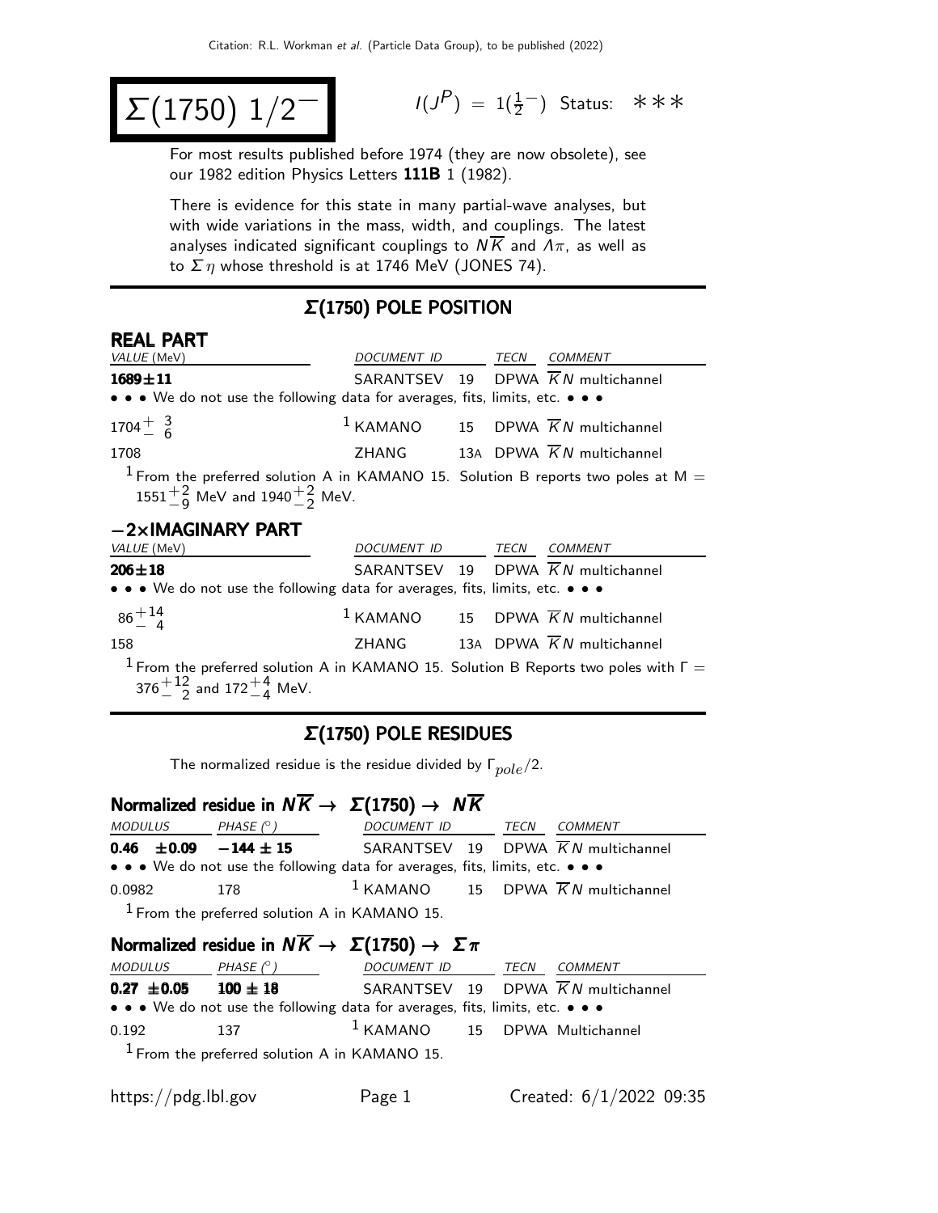# $\Sigma(1750)\ 1/2^-$

$I(J^P) = 1(\frac{1}{2}^-)$ Status: ∗∗∗

For most results published before 1974 (they are now obsolete), see our 1982 edition Physics Letters **111B** 1 (1982).

There is evidence for this state in many partial-wave analyses, but with wide variations in the mass, width, and couplings. The latest analyses indicated significant couplings to $N\overline{K}$ and $\Lambda\pi$, as well as to $\Sigma\eta$ whose threshold is at 1746 MeV (JONES 74).

## Σ(1750) POLE POSITION

### REAL PART

| VALUE (MeV) | DOCUMENT ID | | TECN | COMMENT |
|---|---|---|---|---|
| **1689±11** | SARANTSEV | 19 | DPWA | $\overline{K}N$ multichannel |
| • • • We do not use the following data for averages, fits, limits, etc. • • • | | | | |
| $1704^{+\ 3}_{-\ 6}$ | [1] KAMANO | 15 | DPWA | $\overline{K}N$ multichannel |
| 1708 | ZHANG | 13A | DPWA | $\overline{K}N$ multichannel |

[1] From the preferred solution A in KAMANO 15. Solution B reports two poles at M = $1551^{+2}_{-9}$ MeV and $1940^{+2}_{-2}$ MeV.

### −2×IMAGINARY PART

| VALUE (MeV) | DOCUMENT ID | | TECN | COMMENT |
|---|---|---|---|---|
| **206±18** | SARANTSEV | 19 | DPWA | $\overline{K}N$ multichannel |
| • • • We do not use the following data for averages, fits, limits, etc. • • • | | | | |
| $86^{+14}_{-\ 4}$ | [1] KAMANO | 15 | DPWA | $\overline{K}N$ multichannel |
| 158 | ZHANG | 13A | DPWA | $\overline{K}N$ multichannel |

[1] From the preferred solution A in KAMANO 15. Solution B Reports two poles with Γ = $376^{+12}_{-\ 2}$ and $172^{+4}_{-4}$ MeV.

## Σ(1750) POLE RESIDUES

The normalized residue is the residue divided by $\Gamma_{pole}/2$.

### Normalized residue in $N\overline{K} \rightarrow \Sigma(1750) \rightarrow N\overline{K}$

| MODULUS | PHASE (°) | DOCUMENT ID | | TECN | COMMENT |
|---|---|---|---|---|---|
| **0.46 ±0.09** | **−144 ± 15** | SARANTSEV | 19 | DPWA | $\overline{K}N$ multichannel |
| • • • We do not use the following data for averages, fits, limits, etc. • • • | | | | | |
| 0.0982 | 178 | [1] KAMANO | 15 | DPWA | $\overline{K}N$ multichannel |

[1] From the preferred solution A in KAMANO 15.

### Normalized residue in $N\overline{K} \rightarrow \Sigma(1750) \rightarrow \Sigma\pi$

| MODULUS | PHASE (°) | DOCUMENT ID | | TECN | COMMENT |
|---|---|---|---|---|---|
| **0.27 ±0.05** | **100 ± 18** | SARANTSEV | 19 | DPWA | $\overline{K}N$ multichannel |
| • • • We do not use the following data for averages, fits, limits, etc. • • • | | | | | |
| 0.192 | 137 | [1] KAMANO | 15 | DPWA | Multichannel |

[1] From the preferred solution A in KAMANO 15.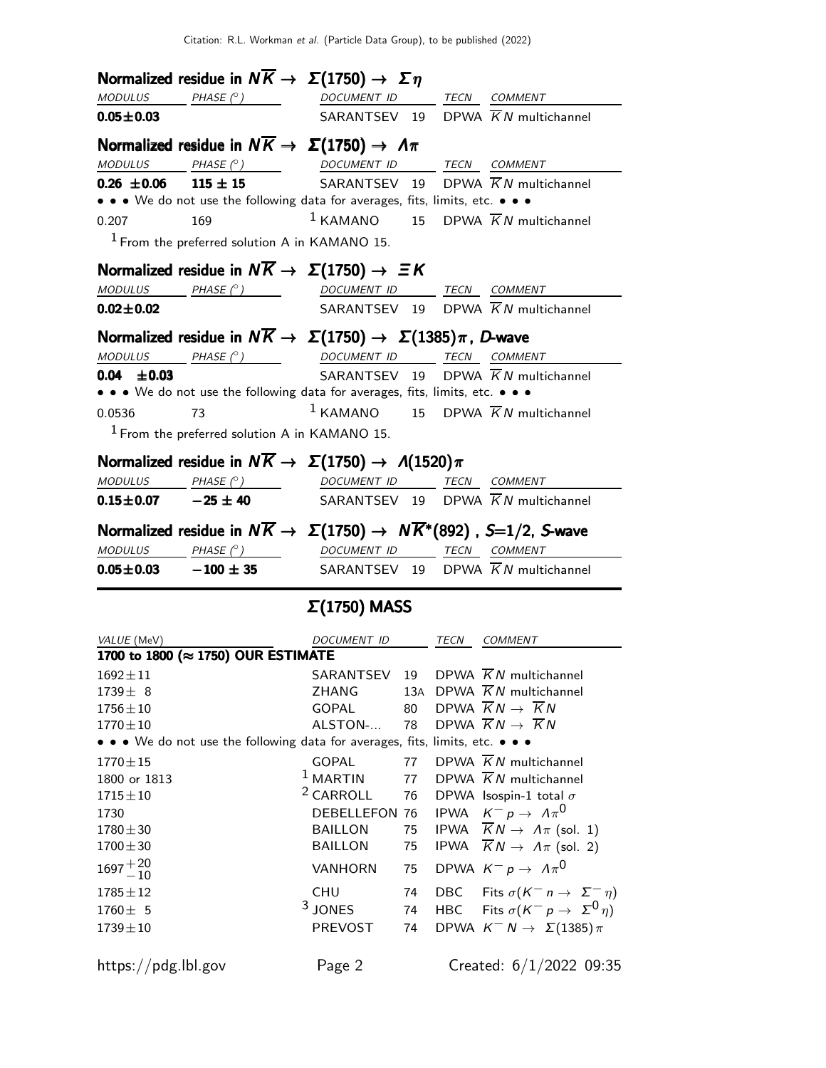### Normalized residue in $N\overline{K} \rightarrow \Sigma(1750) \rightarrow \Sigma\eta$

| MODULUS | PHASE (°) | DOCUMENT ID | | TECN | COMMENT |
|---|---|---|---|---|---|
| **0.05±0.03** | | SARANTSEV | 19 | DPWA | $\overline{K}N$ multichannel |

### Normalized residue in $N\overline{K} \rightarrow \Sigma(1750) \rightarrow \Lambda\pi$

| MODULUS | PHASE (°) | DOCUMENT ID | | TECN | COMMENT |
|---|---|---|---|---|---|
| **0.26 ±0.06** | **115 ± 15** | SARANTSEV | 19 | DPWA | $\overline{K}N$ multichannel |
| • • • We do not use the following data for averages, fits, limits, etc. • • • | | | | | |
| 0.207 | 169 | [1] KAMANO | 15 | DPWA | $\overline{K}N$ multichannel |

[1] From the preferred solution A in KAMANO 15.

### Normalized residue in $N\overline{K} \rightarrow \Sigma(1750) \rightarrow \Xi K$

| MODULUS | PHASE (°) | DOCUMENT ID | | TECN | COMMENT |
|---|---|---|---|---|---|
| **0.02±0.02** | | SARANTSEV | 19 | DPWA | $\overline{K}N$ multichannel |

### Normalized residue in $N\overline{K} \rightarrow \Sigma(1750) \rightarrow \Sigma(1385)\pi$, *D*-wave

| MODULUS | PHASE (°) | DOCUMENT ID | | TECN | COMMENT |
|---|---|---|---|---|---|
| **0.04 ±0.03** | | SARANTSEV | 19 | DPWA | $\overline{K}N$ multichannel |
| • • • We do not use the following data for averages, fits, limits, etc. • • • | | | | | |
| 0.0536 | 73 | [1] KAMANO | 15 | DPWA | $\overline{K}N$ multichannel |

[1] From the preferred solution A in KAMANO 15.

### Normalized residue in $N\overline{K} \rightarrow \Sigma(1750) \rightarrow \Lambda(1520)\pi$

| MODULUS | PHASE (°) | DOCUMENT ID | | TECN | COMMENT |
|---|---|---|---|---|---|
| **0.15±0.07** | **−25 ± 40** | SARANTSEV | 19 | DPWA | $\overline{K}N$ multichannel |

### Normalized residue in $N\overline{K} \rightarrow \Sigma(1750) \rightarrow N\overline{K}^*(892)$ , *S*=1/2, *S*-wave

| MODULUS | PHASE (°) | DOCUMENT ID | | TECN | COMMENT |
|---|---|---|---|---|---|
| **0.05±0.03** | **−100 ± 35** | SARANTSEV | 19 | DPWA | $\overline{K}N$ multichannel |

## Σ(1750) MASS

| VALUE (MeV) | DOCUMENT ID | | TECN | COMMENT |
|---|---|---|---|---|
| **1700 to 1800 (≈ 1750) OUR ESTIMATE** | | | | |
| 1692±11 | SARANTSEV | 19 | DPWA | $\overline{K}N$ multichannel |
| 1739± 8 | ZHANG | 13A | DPWA | $\overline{K}N$ multichannel |
| 1756±10 | GOPAL | 80 | DPWA | $\overline{K}N \rightarrow \overline{K}N$ |
| 1770±10 | ALSTON-... | 78 | DPWA | $\overline{K}N \rightarrow \overline{K}N$ |
| • • • We do not use the following data for averages, fits, limits, etc. • • • | | | | |
| 1770±15 | GOPAL | 77 | DPWA | $\overline{K}N$ multichannel |
| 1800 or 1813 | [1] MARTIN | 77 | DPWA | $\overline{K}N$ multichannel |
| 1715±10 | [2] CARROLL | 76 | DPWA | Isospin-1 total $\sigma$ |
| 1730 | DEBELLEFON | 76 | IPWA | $K^- p \rightarrow \Lambda\pi^0$ |
| 1780±30 | BAILLON | 75 | IPWA | $\overline{K}N \rightarrow \Lambda\pi$ (sol. 1) |
| 1700±30 | BAILLON | 75 | IPWA | $\overline{K}N \rightarrow \Lambda\pi$ (sol. 2) |
| $1697^{+20}_{-10}$ | VANHORN | 75 | DPWA | $K^- p \rightarrow \Lambda\pi^0$ |
| 1785±12 | CHU | 74 | DBC | Fits $\sigma(K^- n \rightarrow \Sigma^- \eta)$ |
| 1760± 5 | [3] JONES | 74 | HBC | Fits $\sigma(K^- p \rightarrow \Sigma^0 \eta)$ |
| 1739±10 | PREVOST | 74 | DPWA | $K^- N \rightarrow \Sigma(1385)\pi$ |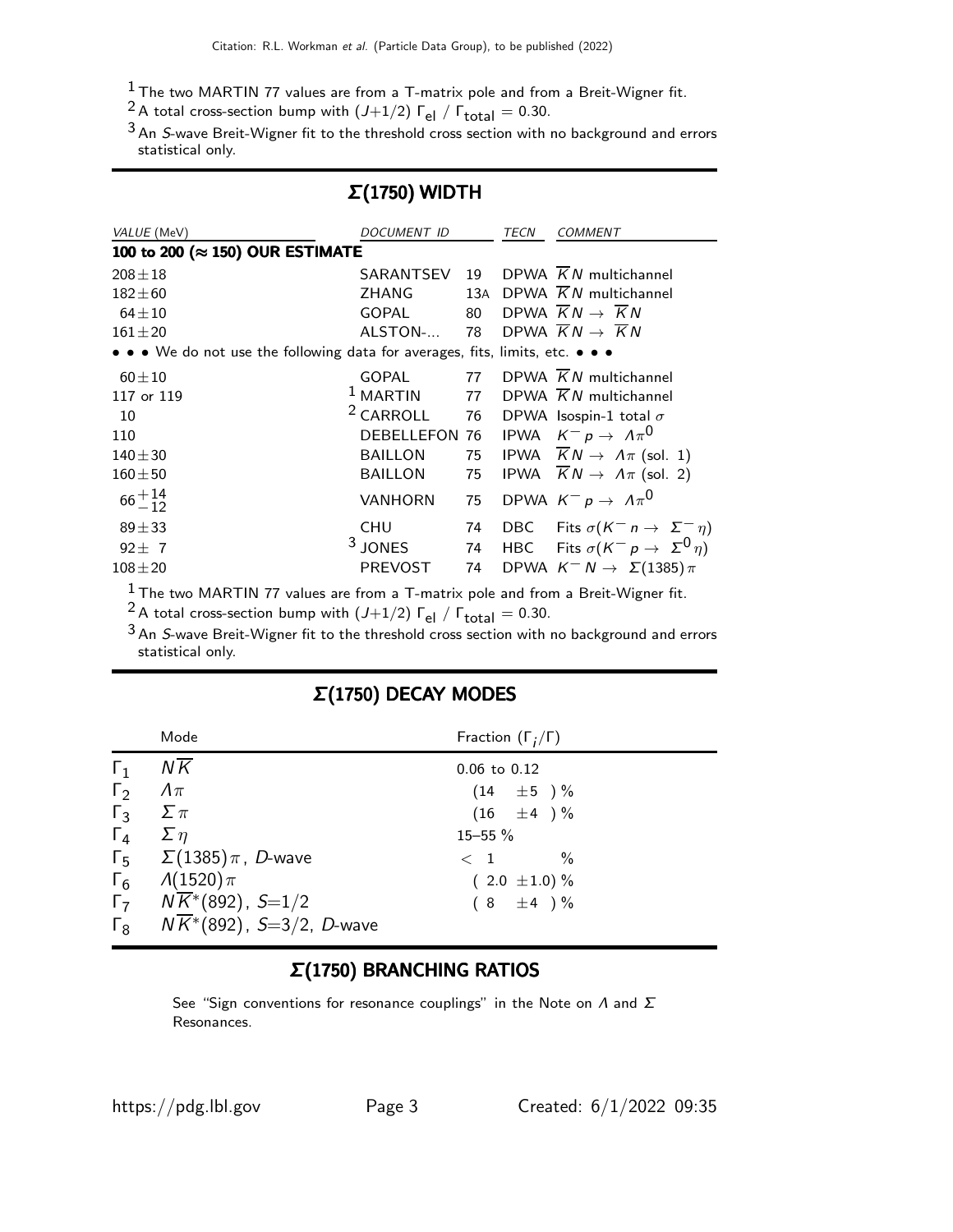[1] The two MARTIN 77 values are from a T-matrix pole and from a Breit-Wigner fit.

[2] A total cross-section bump with $(J+1/2)\ \Gamma_{el}\ /\ \Gamma_{total} = 0.30$.

[3] An $S$-wave Breit-Wigner fit to the threshold cross section with no background and errors statistical only.

## $\Sigma$(1750) WIDTH

| VALUE (MeV) | DOCUMENT ID | | TECN | COMMENT |
|---|---|---|---|---|
| **100 to 200 ($\approx$ 150) OUR ESTIMATE** | | | | |
| $208 \pm 18$ | SARANTSEV | 19 | DPWA | $\overline{K}N$ multichannel |
| $182 \pm 60$ | ZHANG | 13A | DPWA | $\overline{K}N$ multichannel |
| $64 \pm 10$ | GOPAL | 80 | DPWA | $\overline{K}N \rightarrow \overline{K}N$ |
| $161 \pm 20$ | ALSTON-... | 78 | DPWA | $\overline{K}N \rightarrow \overline{K}N$ |
| • • • We do not use the following data for averages, fits, limits, etc. • • • | | | | |
| $60 \pm 10$ | GOPAL | 77 | DPWA | $\overline{K}N$ multichannel |
| 117 or 119 | [1] MARTIN | 77 | DPWA | $\overline{K}N$ multichannel |
| 10 | [2] CARROLL | 76 | DPWA | Isospin-1 total $\sigma$ |
| 110 | DEBELLEFON | 76 | IPWA | $K^- p \rightarrow \Lambda\pi^0$ |
| $140 \pm 30$ | BAILLON | 75 | IPWA | $\overline{K}N \rightarrow \Lambda\pi$ (sol. 1) |
| $160 \pm 50$ | BAILLON | 75 | IPWA | $\overline{K}N \rightarrow \Lambda\pi$ (sol. 2) |
| $66^{+14}_{-12}$ | VANHORN | 75 | DPWA | $K^- p \rightarrow \Lambda\pi^0$ |
| $89 \pm 33$ | CHU | 74 | DBC | Fits $\sigma(K^- n \rightarrow \Sigma^- \eta)$ |
| $92 \pm 7$ | [3] JONES | 74 | HBC | Fits $\sigma(K^- p \rightarrow \Sigma^0 \eta)$ |
| $108 \pm 20$ | PREVOST | 74 | DPWA | $K^- N \rightarrow \Sigma(1385)\pi$ |

[1] The two MARTIN 77 values are from a T-matrix pole and from a Breit-Wigner fit.

[2] A total cross-section bump with $(J+1/2)\ \Gamma_{el}\ /\ \Gamma_{total} = 0.30$.

[3] An $S$-wave Breit-Wigner fit to the threshold cross section with no background and errors statistical only.

## $\Sigma$(1750) DECAY MODES

| | Mode | Fraction ($\Gamma_i/\Gamma$) |
|---|---|---|
| $\Gamma_1$ | $N\overline{K}$ | 0.06 to 0.12 |
| $\Gamma_2$ | $\Lambda\pi$ | $(14 \pm 5)$ % |
| $\Gamma_3$ | $\Sigma\pi$ | $(16 \pm 4)$ % |
| $\Gamma_4$ | $\Sigma\eta$ | 15–55 % |
| $\Gamma_5$ | $\Sigma(1385)\pi$, $D$-wave | $< 1$ % |
| $\Gamma_6$ | $\Lambda(1520)\pi$ | $(2.0 \pm 1.0)$ % |
| $\Gamma_7$ | $N\overline{K}^*(892)$, $S$=1/2 | $(8 \pm 4)$ % |
| $\Gamma_8$ | $N\overline{K}^*(892)$, $S$=3/2, $D$-wave | |

## $\Sigma$(1750) BRANCHING RATIOS

See "Sign conventions for resonance couplings" in the Note on $\Lambda$ and $\Sigma$ Resonances.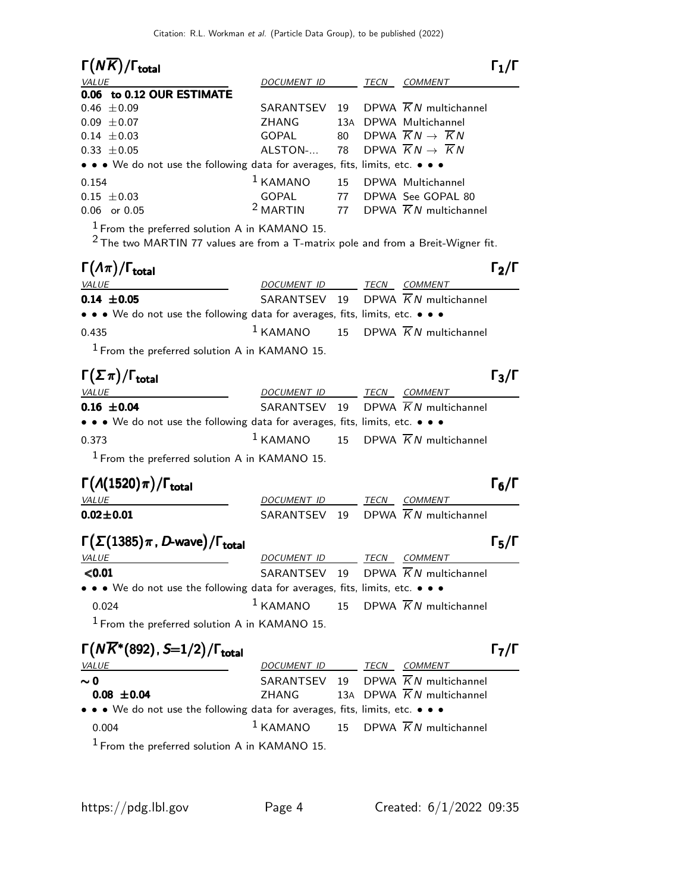## $\Gamma(N\overline{K})/\Gamma_{total}$ $\Gamma_1/\Gamma$

| VALUE | DOCUMENT ID | | TECN | COMMENT |
|---|---|---|---|---|
| **0.06 to 0.12 OUR ESTIMATE** | | | | |
| 0.46 $\pm$0.09 | SARANTSEV | 19 | DPWA | $\overline{K}N$ multichannel |
| 0.09 $\pm$0.07 | ZHANG | 13A | DPWA | Multichannel |
| 0.14 $\pm$0.03 | GOPAL | 80 | DPWA | $\overline{K}N \rightarrow \overline{K}N$ |
| 0.33 $\pm$0.05 | ALSTON-... | 78 | DPWA | $\overline{K}N \rightarrow \overline{K}N$ |
| • • • We do not use the following data for averages, fits, limits, etc. • • • | | | | |
| 0.154 | [1] KAMANO | 15 | DPWA | Multichannel |
| 0.15 $\pm$0.03 | GOPAL | 77 | DPWA | See GOPAL 80 |
| 0.06 or 0.05 | [2] MARTIN | 77 | DPWA | $\overline{K}N$ multichannel |

[1] From the preferred solution A in KAMANO 15.
[2] The two MARTIN 77 values are from a T-matrix pole and from a Breit-Wigner fit.

## $\Gamma(\Lambda\pi)/\Gamma_{total}$ $\Gamma_2/\Gamma$

| VALUE | DOCUMENT ID | | TECN | COMMENT |
|---|---|---|---|---|
| **0.14 $\pm$0.05** | SARANTSEV | 19 | DPWA | $\overline{K}N$ multichannel |
| • • • We do not use the following data for averages, fits, limits, etc. • • • | | | | |
| 0.435 | [1] KAMANO | 15 | DPWA | $\overline{K}N$ multichannel |

[1] From the preferred solution A in KAMANO 15.

## $\Gamma(\Sigma\pi)/\Gamma_{total}$ $\Gamma_3/\Gamma$

| VALUE | DOCUMENT ID | | TECN | COMMENT |
|---|---|---|---|---|
| **0.16 $\pm$0.04** | SARANTSEV | 19 | DPWA | $\overline{K}N$ multichannel |
| • • • We do not use the following data for averages, fits, limits, etc. • • • | | | | |
| 0.373 | [1] KAMANO | 15 | DPWA | $\overline{K}N$ multichannel |

[1] From the preferred solution A in KAMANO 15.

## $\Gamma(\Lambda(1520)\pi)/\Gamma_{total}$ $\Gamma_6/\Gamma$

| VALUE | DOCUMENT ID | | TECN | COMMENT |
|---|---|---|---|---|
| **0.02$\pm$0.01** | SARANTSEV | 19 | DPWA | $\overline{K}N$ multichannel |

## $\Gamma(\Sigma(1385)\pi$, D-wave$)/\Gamma_{total}$ $\Gamma_5/\Gamma$

| VALUE | DOCUMENT ID | | TECN | COMMENT |
|---|---|---|---|---|
| **<0.01** | SARANTSEV | 19 | DPWA | $\overline{K}N$ multichannel |
| • • • We do not use the following data for averages, fits, limits, etc. • • • | | | | |
| 0.024 | [1] KAMANO | 15 | DPWA | $\overline{K}N$ multichannel |

[1] From the preferred solution A in KAMANO 15.

## $\Gamma(N\overline{K}^*(892)$, S=1/2$)/\Gamma_{total}$ $\Gamma_7/\Gamma$

| VALUE | DOCUMENT ID | | TECN | COMMENT |
|---|---|---|---|---|
| **$\sim$0** | SARANTSEV | 19 | DPWA | $\overline{K}N$ multichannel |
| **0.08 $\pm$0.04** | ZHANG | 13A | DPWA | $\overline{K}N$ multichannel |
| • • • We do not use the following data for averages, fits, limits, etc. • • • | | | | |
| 0.004 | [1] KAMANO | 15 | DPWA | $\overline{K}N$ multichannel |

[1] From the preferred solution A in KAMANO 15.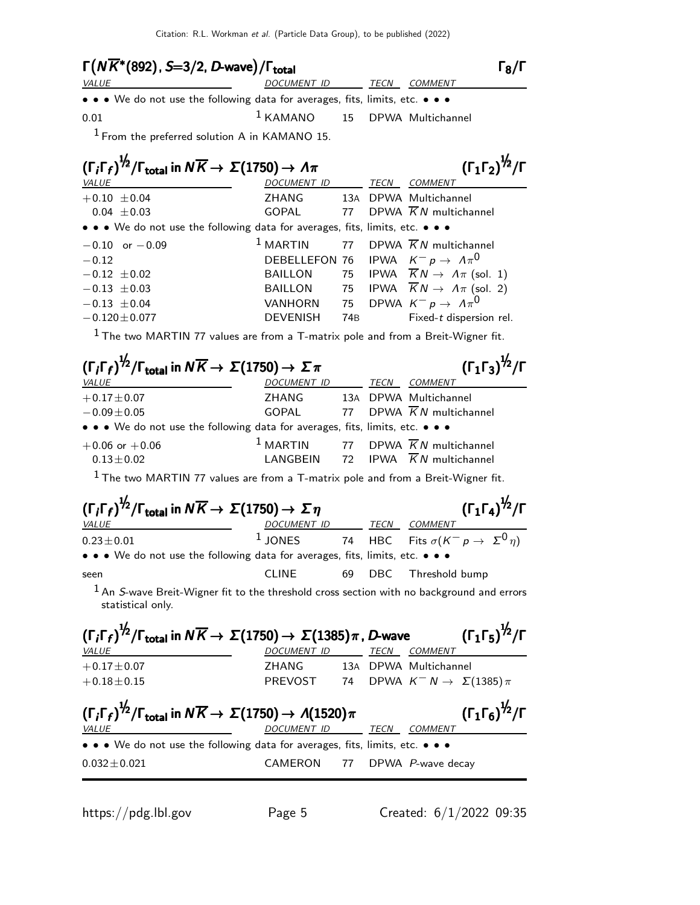### $\Gamma(N\overline{K}^*(892), S=3/2, D\text{-wave})/\Gamma_{\text{total}}$ $\quad\quad \Gamma_8/\Gamma$

| VALUE | DOCUMENT ID | | TECN | COMMENT |
|---|---|---|---|---|
| • • • We do not use the following data for averages, fits, limits, etc. • • • | | | | |
| 0.01 | [1] KAMANO | 15 | DPWA | Multichannel |

[1] From the preferred solution A in KAMANO 15.

### $(\Gamma_i\Gamma_f)^{1/2}/\Gamma_{\text{total}}$ in $N\overline{K} \to \Sigma(1750) \to \Lambda\pi$ $\quad\quad (\Gamma_1\Gamma_2)^{1/2}/\Gamma$

| VALUE | DOCUMENT ID | | TECN | COMMENT |
|---|---|---|---|---|
| $+0.10 \pm 0.04$ | ZHANG | 13A | DPWA | Multichannel |
| $0.04 \pm 0.03$ | GOPAL | 77 | DPWA | $\overline{K}N$ multichannel |
| • • • We do not use the following data for averages, fits, limits, etc. • • • | | | | |
| $-0.10$ or $-0.09$ | [1] MARTIN | 77 | DPWA | $\overline{K}N$ multichannel |
| $-0.12$ | DEBELLEFON | 76 | IPWA | $K^- p \to \Lambda\pi^0$ |
| $-0.12 \pm 0.02$ | BAILLON | 75 | IPWA | $\overline{K}N \to \Lambda\pi$ (sol. 1) |
| $-0.13 \pm 0.03$ | BAILLON | 75 | IPWA | $\overline{K}N \to \Lambda\pi$ (sol. 2) |
| $-0.13 \pm 0.04$ | VANHORN | 75 | DPWA | $K^- p \to \Lambda\pi^0$ |
| $-0.120 \pm 0.077$ | DEVENISH | 74B | | Fixed-$t$ dispersion rel. |

[1] The two MARTIN 77 values are from a T-matrix pole and from a Breit-Wigner fit.

### $(\Gamma_i\Gamma_f)^{1/2}/\Gamma_{\text{total}}$ in $N\overline{K} \to \Sigma(1750) \to \Sigma\pi$ $\quad\quad (\Gamma_1\Gamma_3)^{1/2}/\Gamma$

| VALUE | DOCUMENT ID | | TECN | COMMENT |
|---|---|---|---|---|
| $+0.17 \pm 0.07$ | ZHANG | 13A | DPWA | Multichannel |
| $-0.09 \pm 0.05$ | GOPAL | 77 | DPWA | $\overline{K}N$ multichannel |
| • • • We do not use the following data for averages, fits, limits, etc. • • • | | | | |
| $+0.06$ or $+0.06$ | [1] MARTIN | 77 | DPWA | $\overline{K}N$ multichannel |
| $0.13 \pm 0.02$ | LANGBEIN | 72 | IPWA | $\overline{K}N$ multichannel |

[1] The two MARTIN 77 values are from a T-matrix pole and from a Breit-Wigner fit.

### $(\Gamma_i\Gamma_f)^{1/2}/\Gamma_{\text{total}}$ in $N\overline{K} \to \Sigma(1750) \to \Sigma\eta$ $\quad\quad (\Gamma_1\Gamma_4)^{1/2}/\Gamma$

| VALUE | DOCUMENT ID | | TECN | COMMENT |
|---|---|---|---|---|
| $0.23 \pm 0.01$ | [1] JONES | 74 | HBC | Fits $\sigma(K^- p \to \Sigma^0\eta)$ |
| • • • We do not use the following data for averages, fits, limits, etc. • • • | | | | |
| seen | CLINE | 69 | DBC | Threshold bump |

[1] An $S$-wave Breit-Wigner fit to the threshold cross section with no background and errors statistical only.

### $(\Gamma_i\Gamma_f)^{1/2}/\Gamma_{\text{total}}$ in $N\overline{K} \to \Sigma(1750) \to \Sigma(1385)\pi$, $D$-wave $\quad\quad (\Gamma_1\Gamma_5)^{1/2}/\Gamma$

| VALUE | DOCUMENT ID | | TECN | COMMENT |
|---|---|---|---|---|
| $+0.17 \pm 0.07$ | ZHANG | 13A | DPWA | Multichannel |
| $+0.18 \pm 0.15$ | PREVOST | 74 | DPWA | $K^- N \to \Sigma(1385)\pi$ |

### $(\Gamma_i\Gamma_f)^{1/2}/\Gamma_{\text{total}}$ in $N\overline{K} \to \Sigma(1750) \to \Lambda(1520)\pi$ $\quad\quad (\Gamma_1\Gamma_6)^{1/2}/\Gamma$

| VALUE | DOCUMENT ID | | TECN | COMMENT |
|---|---|---|---|---|
| • • • We do not use the following data for averages, fits, limits, etc. • • • | | | | |
| $0.032 \pm 0.021$ | CAMERON | 77 | DPWA | $P$-wave decay |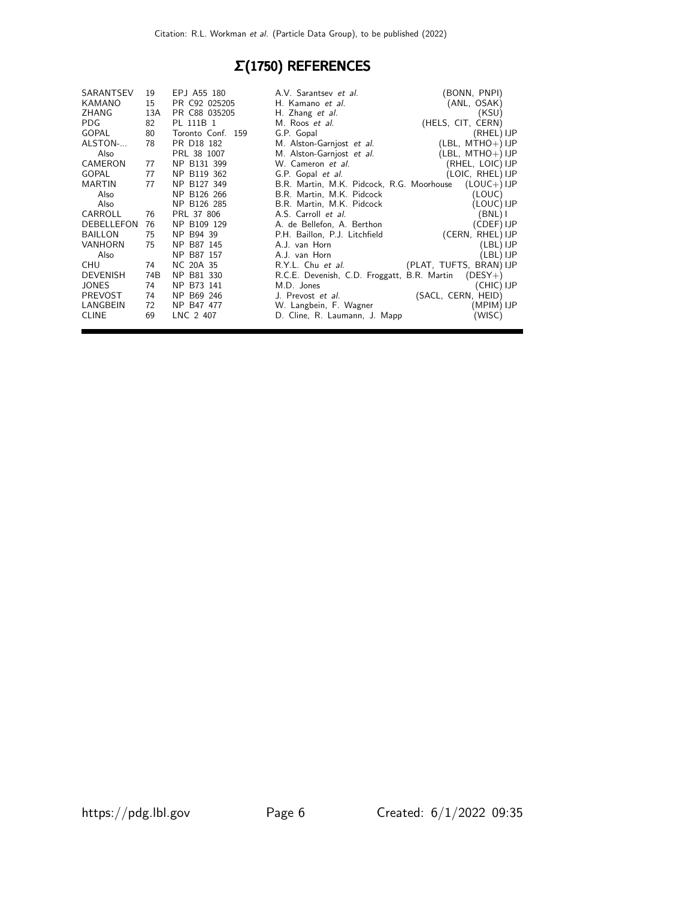# Σ(1750) REFERENCES

| | | | | |
|---|---|---|---|---|
| SARANTSEV | 19 | EPJ A55 180 | A.V. Sarantsev *et al.* | (BONN, PNPI) |
| KAMANO | 15 | PR C92 025205 | H. Kamano *et al.* | (ANL, OSAK) |
| ZHANG | 13A | PR C88 035205 | H. Zhang *et al.* | (KSU) |
| PDG | 82 | PL 111B 1 | M. Roos *et al.* | (HELS, CIT, CERN) |
| GOPAL | 80 | Toronto Conf. 159 | G.P. Gopal | (RHEL) IJP |
| ALSTON-... | 78 | PR D18 182 | M. Alston-Garnjost *et al.* | (LBL, MTHO+) IJP |
| Also | | PRL 38 1007 | M. Alston-Garnjost *et al.* | (LBL, MTHO+) IJP |
| CAMERON | 77 | NP B131 399 | W. Cameron *et al.* | (RHEL, LOIC) IJP |
| GOPAL | 77 | NP B119 362 | G.P. Gopal *et al.* | (LOIC, RHEL) IJP |
| MARTIN | 77 | NP B127 349 | B.R. Martin, M.K. Pidcock, R.G. Moorhouse | (LOUC+) IJP |
| Also | | NP B126 266 | B.R. Martin, M.K. Pidcock | (LOUC) |
| Also | | NP B126 285 | B.R. Martin, M.K. Pidcock | (LOUC) IJP |
| CARROLL | 76 | PRL 37 806 | A.S. Carroll *et al.* | (BNL) I |
| DEBELLEFON | 76 | NP B109 129 | A. de Bellefon, A. Berthon | (CDEF) IJP |
| BAILLON | 75 | NP B94 39 | P.H. Baillon, P.J. Litchfield | (CERN, RHEL) IJP |
| VANHORN | 75 | NP B87 145 | A.J. van Horn | (LBL) IJP |
| Also | | NP B87 157 | A.J. van Horn | (LBL) IJP |
| CHU | 74 | NC 20A 35 | R.Y.L. Chu *et al.* | (PLAT, TUFTS, BRAN) IJP |
| DEVENISH | 74B | NP B81 330 | R.C.E. Devenish, C.D. Froggatt, B.R. Martin | (DESY+) |
| JONES | 74 | NP B73 141 | M.D. Jones | (CHIC) IJP |
| PREVOST | 74 | NP B69 246 | J. Prevost *et al.* | (SACL, CERN, HEID) |
| LANGBEIN | 72 | NP B47 477 | W. Langbein, F. Wagner | (MPIM) IJP |
| CLINE | 69 | LNC 2 407 | D. Cline, R. Laumann, J. Mapp | (WISC) |